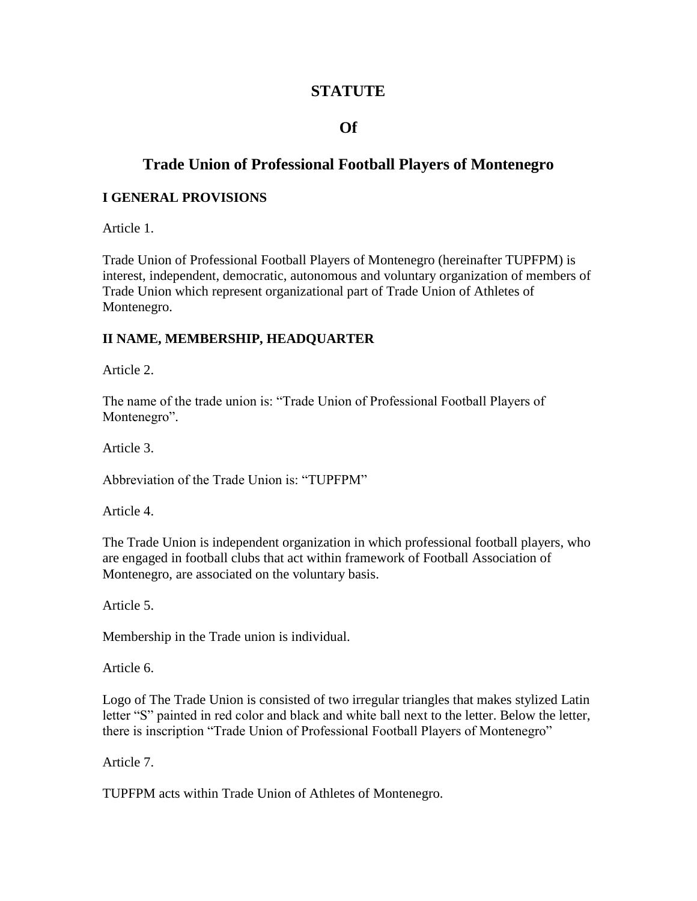# STATUTE

# Of

# Trade Union of Professional Football Players of Montenegro

## I GENERAL PROVISIONS

Article 1.

Trade Union of Professional Football Players of Montenegro (hereinafter TUPFPM) is interest, independent, democratic, autonomous and voluntary organization of members of Trade Union which represent organizational part of Trade Union of Athletes of Montenegro.

## II NAME, MEMBERSHIP, HEADQUARTER

Article 2.

The name of the trade union is: "Trade Union of Professional Football Players of Montenegro".

Article 3.

Abbreviation of the Trade Union is: "TUPFPM"

Article 4.

The Trade Union is independent organization in which professional football players, who are engaged in football clubs that act within framework of Football Association of Montenegro, are associated on the voluntary basis.

Article 5.

Membership in the Trade union is individual.

Article 6.

Logo of The Trade Union is consisted of two irregular triangles that makes stylized Latin letter "S" painted in red color and black and white ball next to the letter. Below the letter, there is inscription "Trade Union of Professional Football Players of Montenegro"

Article 7.

TUPFPM acts within Trade Union of Athletes of Montenegro.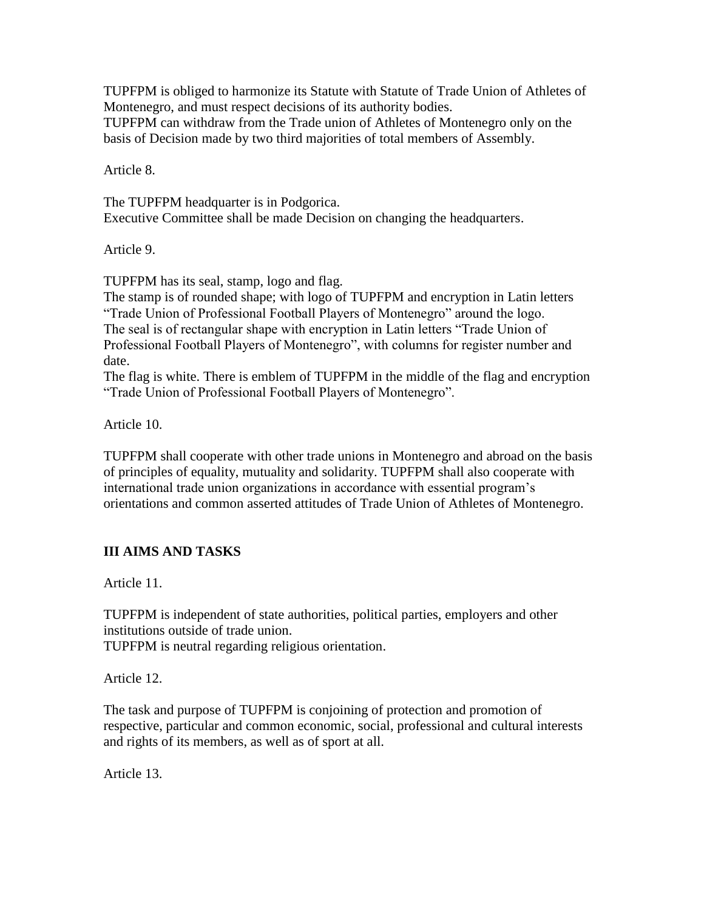TUPFPM is obliged to harmonize its Statute with Statute of Trade Union of Athletes of Montenegro, and must respect decisions of its authority bodies.
TUPFPM can withdraw from the Trade union of Athletes of Montenegro only on the basis of Decision made by two third majorities of total members of Assembly.

Article 8.

The TUPFPM headquarter is in Podgorica.
Executive Committee shall be made Decision on changing the headquarters.

Article 9.

TUPFPM has its seal, stamp, logo and flag.
The stamp is of rounded shape; with logo of TUPFPM and encryption in Latin letters "Trade Union of Professional Football Players of Montenegro" around the logo.
The seal is of rectangular shape with encryption in Latin letters "Trade Union of Professional Football Players of Montenegro", with columns for register number and date.
The flag is white. There is emblem of TUPFPM in the middle of the flag and encryption "Trade Union of Professional Football Players of Montenegro".

Article 10.

TUPFPM shall cooperate with other trade unions in Montenegro and abroad on the basis of principles of equality, mutuality and solidarity. TUPFPM shall also cooperate with international trade union organizations in accordance with essential program's orientations and common asserted attitudes of Trade Union of Athletes of Montenegro.

## III AIMS AND TASKS

Article 11.

TUPFPM is independent of state authorities, political parties, employers and other institutions outside of trade union.
TUPFPM is neutral regarding religious orientation.

Article 12.

The task and purpose of TUPFPM is conjoining of protection and promotion of respective, particular and common economic, social, professional and cultural interests and rights of its members, as well as of sport at all.

Article 13.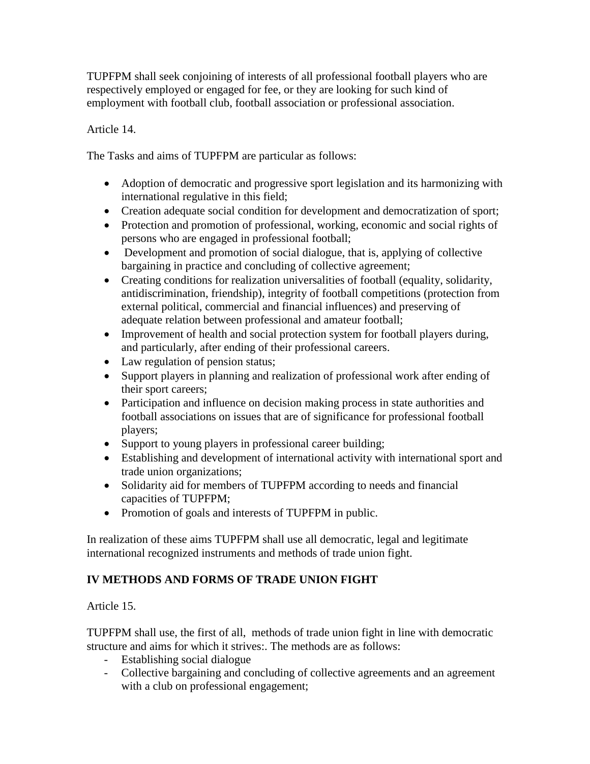TUPFPM shall seek conjoining of interests of all professional football players who are respectively employed or engaged for fee, or they are looking for such kind of employment with football club, football association or professional association.

Article 14.

The Tasks and aims of TUPFPM are particular as follows:

- Adoption of democratic and progressive sport legislation and its harmonizing with international regulative in this field;
- Creation adequate social condition for development and democratization of sport;
- Protection and promotion of professional, working, economic and social rights of persons who are engaged in professional football;
- Development and promotion of social dialogue, that is, applying of collective bargaining in practice and concluding of collective agreement;
- Creating conditions for realization universalities of football (equality, solidarity, antidiscrimination, friendship), integrity of football competitions (protection from external political, commercial and financial influences) and preserving of adequate relation between professional and amateur football;
- Improvement of health and social protection system for football players during, and particularly, after ending of their professional careers.
- Law regulation of pension status;
- Support players in planning and realization of professional work after ending of their sport careers;
- Participation and influence on decision making process in state authorities and football associations on issues that are of significance for professional football players;
- Support to young players in professional career building;
- Establishing and development of international activity with international sport and trade union organizations;
- Solidarity aid for members of TUPFPM according to needs and financial capacities of TUPFPM;
- Promotion of goals and interests of TUPFPM in public.

In realization of these aims TUPFPM shall use all democratic, legal and legitimate international recognized instruments and methods of trade union fight.

## IV METHODS AND FORMS OF TRADE UNION FIGHT

Article 15.

TUPFPM shall use, the first of all, methods of trade union fight in line with democratic structure and aims for which it strives:. The methods are as follows:

- Establishing social dialogue
- Collective bargaining and concluding of collective agreements and an agreement with a club on professional engagement;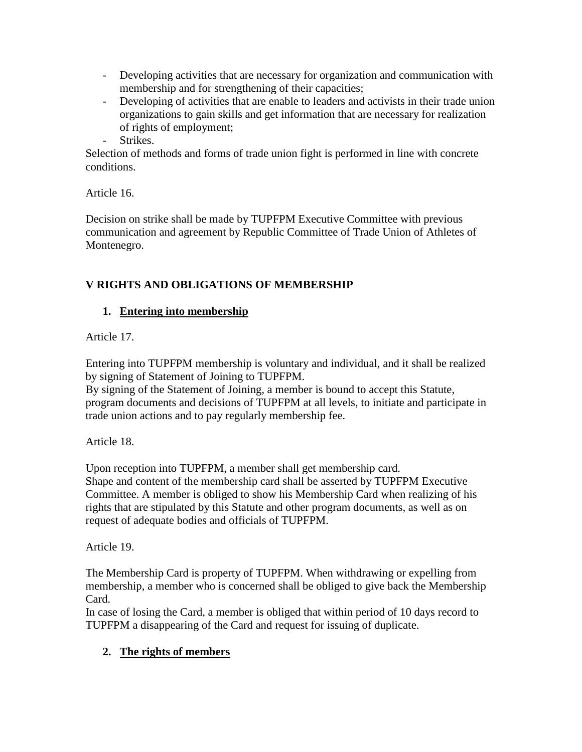- Developing activities that are necessary for organization and communication with membership and for strengthening of their capacities;
- Developing of activities that are enable to leaders and activists in their trade union organizations to gain skills and get information that are necessary for realization of rights of employment;
- Strikes.

Selection of methods and forms of trade union fight is performed in line with concrete conditions.

Article 16.

Decision on strike shall be made by TUPFPM Executive Committee with previous communication and agreement by Republic Committee of Trade Union of Athletes of Montenegro.

## V RIGHTS AND OBLIGATIONS OF MEMBERSHIP

### 1. Entering into membership

Article 17.

Entering into TUPFPM membership is voluntary and individual, and it shall be realized by signing of Statement of Joining to TUPFPM.
By signing of the Statement of Joining, a member is bound to accept this Statute, program documents and decisions of TUPFPM at all levels, to initiate and participate in trade union actions and to pay regularly membership fee.

Article 18.

Upon reception into TUPFPM, a member shall get membership card.
Shape and content of the membership card shall be asserted by TUPFPM Executive Committee. A member is obliged to show his Membership Card when realizing of his rights that are stipulated by this Statute and other program documents, as well as on request of adequate bodies and officials of TUPFPM.

Article 19.

The Membership Card is property of TUPFPM. When withdrawing or expelling from membership, a member who is concerned shall be obliged to give back the Membership Card.
In case of losing the Card, a member is obliged that within period of 10 days record to TUPFPM a disappearing of the Card and request for issuing of duplicate.

### 2. The rights of members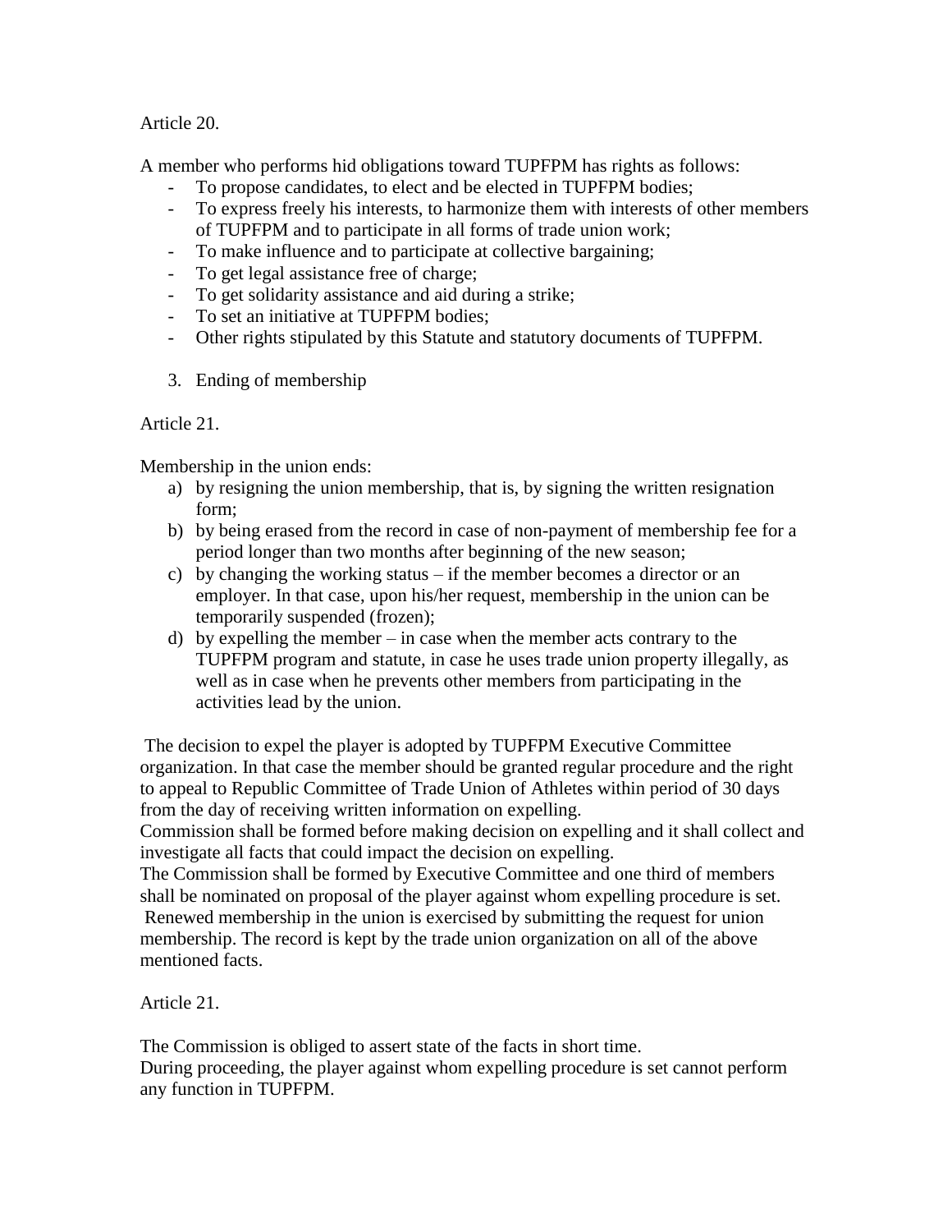Article 20.

A member who performs hid obligations toward TUPFPM has rights as follows:

- To propose candidates, to elect and be elected in TUPFPM bodies;
- To express freely his interests, to harmonize them with interests of other members of TUPFPM and to participate in all forms of trade union work;
- To make influence and to participate at collective bargaining;
- To get legal assistance free of charge;
- To get solidarity assistance and aid during a strike;
- To set an initiative at TUPFPM bodies;
- Other rights stipulated by this Statute and statutory documents of TUPFPM.

3. Ending of membership

Article 21.

Membership in the union ends:

a) by resigning the union membership, that is, by signing the written resignation form;
b) by being erased from the record in case of non-payment of membership fee for a period longer than two months after beginning of the new season;
c) by changing the working status – if the member becomes a director or an employer. In that case, upon his/her request, membership in the union can be temporarily suspended (frozen);
d) by expelling the member – in case when the member acts contrary to the TUPFPM program and statute, in case he uses trade union property illegally, as well as in case when he prevents other members from participating in the activities lead by the union.

The decision to expel the player is adopted by TUPFPM Executive Committee organization. In that case the member should be granted regular procedure and the right to appeal to Republic Committee of Trade Union of Athletes within period of 30 days from the day of receiving written information on expelling.
Commission shall be formed before making decision on expelling and it shall collect and investigate all facts that could impact the decision on expelling.
The Commission shall be formed by Executive Committee and one third of members shall be nominated on proposal of the player against whom expelling procedure is set.
Renewed membership in the union is exercised by submitting the request for union membership. The record is kept by the trade union organization on all of the above mentioned facts.

Article 21.

The Commission is obliged to assert state of the facts in short time.
During proceeding, the player against whom expelling procedure is set cannot perform any function in TUPFPM.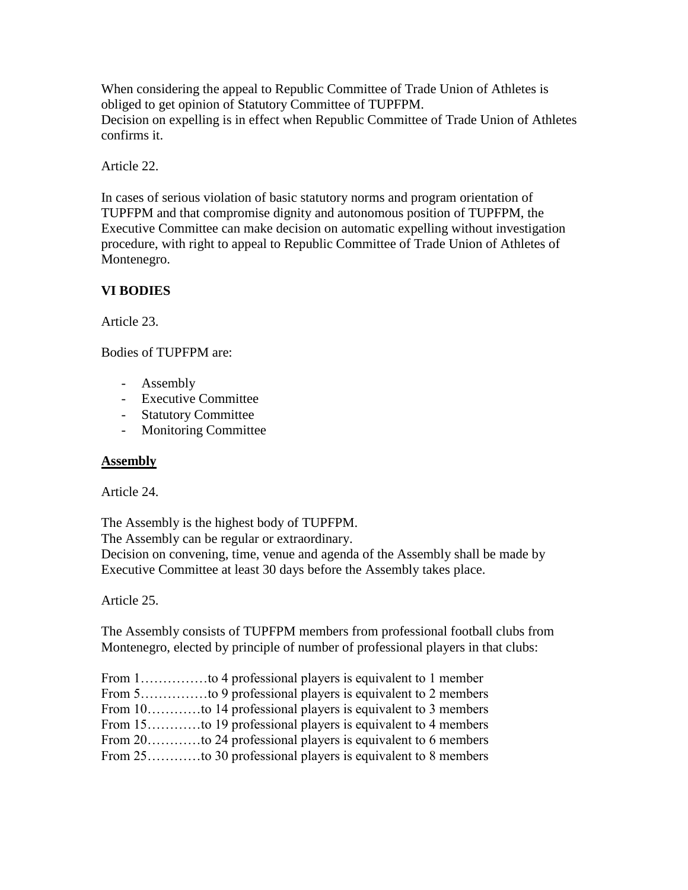When considering the appeal to Republic Committee of Trade Union of Athletes is obliged to get opinion of Statutory Committee of TUPFPM.
Decision on expelling is in effect when Republic Committee of Trade Union of Athletes confirms it.

Article 22.

In cases of serious violation of basic statutory norms and program orientation of TUPFPM and that compromise dignity and autonomous position of TUPFPM, the Executive Committee can make decision on automatic expelling without investigation procedure, with right to appeal to Republic Committee of Trade Union of Athletes of Montenegro.

## VI BODIES

Article 23.

Bodies of TUPFPM are:

- Assembly
- Executive Committee
- Statutory Committee
- Monitoring Committee

### Assembly

Article 24.

The Assembly is the highest body of TUPFPM.
The Assembly can be regular or extraordinary.
Decision on convening, time, venue and agenda of the Assembly shall be made by Executive Committee at least 30 days before the Assembly takes place.

Article 25.

The Assembly consists of TUPFPM members from professional football clubs from Montenegro, elected by principle of number of professional players in that clubs:

From 1……………to 4 professional players is equivalent to 1 member
From 5……………to 9 professional players is equivalent to 2 members
From 10…………to 14 professional players is equivalent to 3 members
From 15…………to 19 professional players is equivalent to 4 members
From 20…………to 24 professional players is equivalent to 6 members
From 25…………to 30 professional players is equivalent to 8 members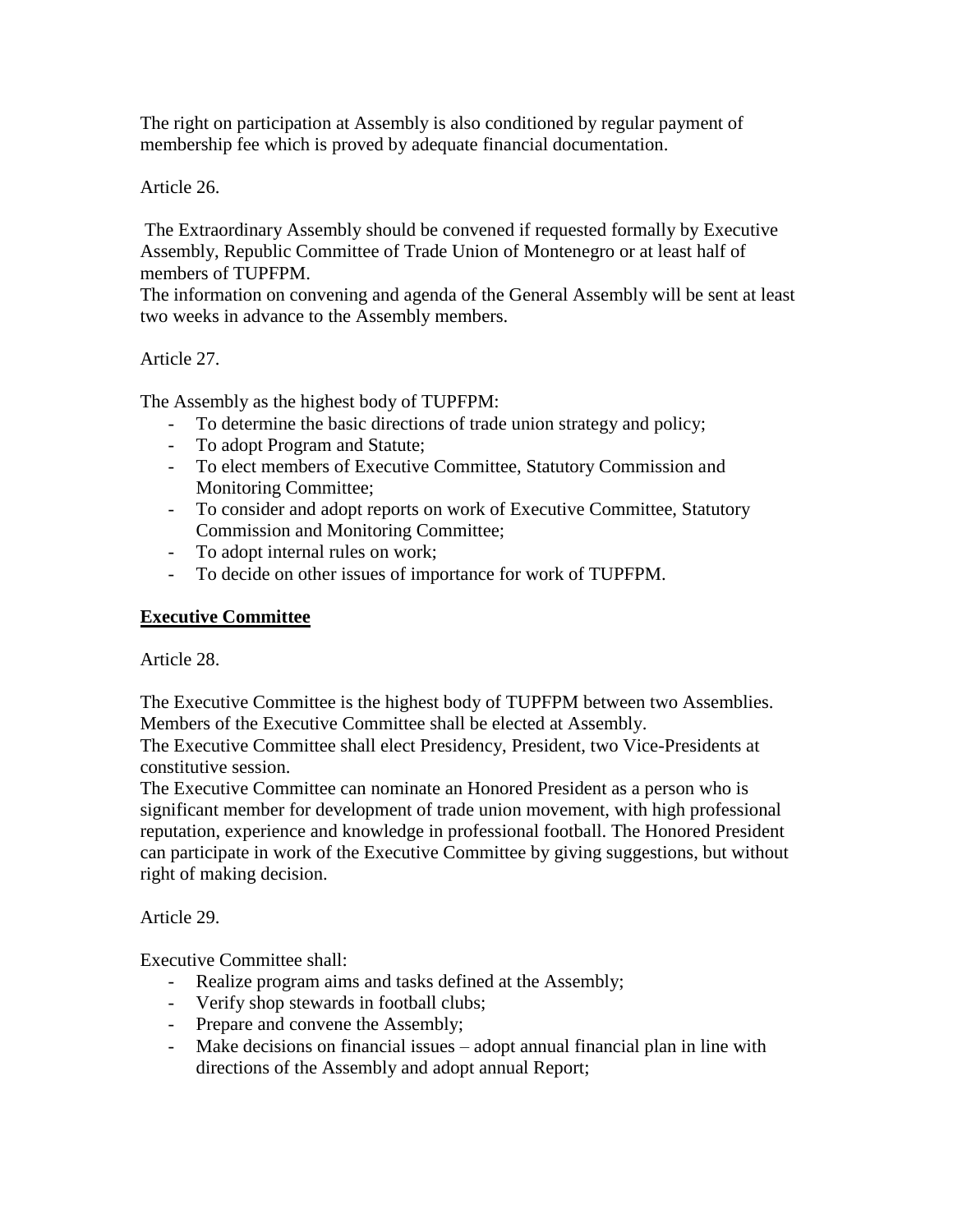The right on participation at Assembly is also conditioned by regular payment of membership fee which is proved by adequate financial documentation.

Article 26.

The Extraordinary Assembly should be convened if requested formally by Executive Assembly, Republic Committee of Trade Union of Montenegro or at least half of members of TUPFPM.
The information on convening and agenda of the General Assembly will be sent at least two weeks in advance to the Assembly members.

Article 27.

The Assembly as the highest body of TUPFPM:

- To determine the basic directions of trade union strategy and policy;
- To adopt Program and Statute;
- To elect members of Executive Committee, Statutory Commission and Monitoring Committee;
- To consider and adopt reports on work of Executive Committee, Statutory Commission and Monitoring Committee;
- To adopt internal rules on work;
- To decide on other issues of importance for work of TUPFPM.

**Executive Committee**

Article 28.

The Executive Committee is the highest body of TUPFPM between two Assemblies.
Members of the Executive Committee shall be elected at Assembly.
The Executive Committee shall elect Presidency, President, two Vice-Presidents at constitutive session.
The Executive Committee can nominate an Honored President as a person who is significant member for development of trade union movement, with high professional reputation, experience and knowledge in professional football. The Honored President can participate in work of the Executive Committee by giving suggestions, but without right of making decision.

Article 29.

Executive Committee shall:

- Realize program aims and tasks defined at the Assembly;
- Verify shop stewards in football clubs;
- Prepare and convene the Assembly;
- Make decisions on financial issues – adopt annual financial plan in line with directions of the Assembly and adopt annual Report;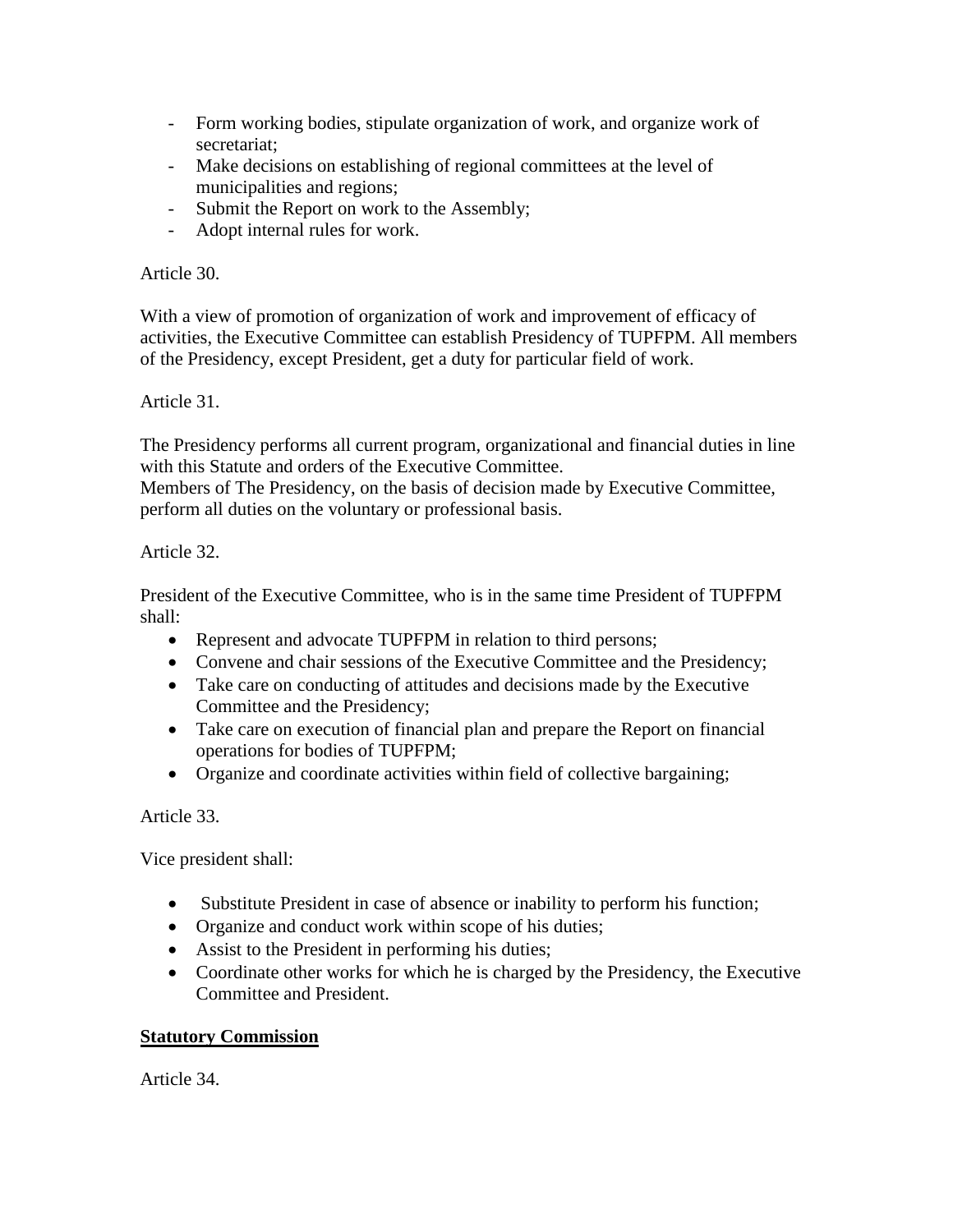- Form working bodies, stipulate organization of work, and organize work of secretariat;
- Make decisions on establishing of regional committees at the level of municipalities and regions;
- Submit the Report on work to the Assembly;
- Adopt internal rules for work.

Article 30.

With a view of promotion of organization of work and improvement of efficacy of activities, the Executive Committee can establish Presidency of TUPFPM. All members of the Presidency, except President, get a duty for particular field of work.

Article 31.

The Presidency performs all current program, organizational and financial duties in line with this Statute and orders of the Executive Committee.
Members of The Presidency, on the basis of decision made by Executive Committee, perform all duties on the voluntary or professional basis.

Article 32.

President of the Executive Committee, who is in the same time President of TUPFPM shall:

- Represent and advocate TUPFPM in relation to third persons;
- Convene and chair sessions of the Executive Committee and the Presidency;
- Take care on conducting of attitudes and decisions made by the Executive Committee and the Presidency;
- Take care on execution of financial plan and prepare the Report on financial operations for bodies of TUPFPM;
- Organize and coordinate activities within field of collective bargaining;

Article 33.

Vice president shall:

- Substitute President in case of absence or inability to perform his function;
- Organize and conduct work within scope of his duties;
- Assist to the President in performing his duties;
- Coordinate other works for which he is charged by the Presidency, the Executive Committee and President.

**Statutory Commission**

Article 34.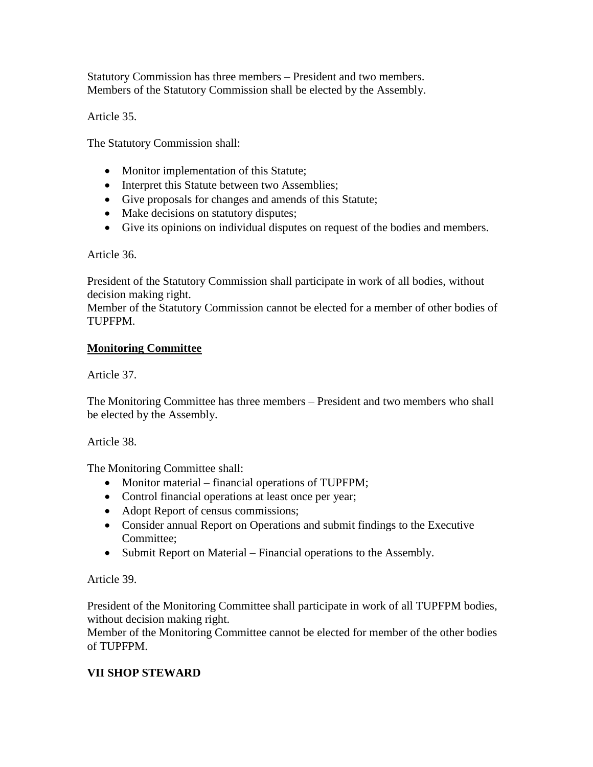Statutory Commission has three members – President and two members.
Members of the Statutory Commission shall be elected by the Assembly.

Article 35.

The Statutory Commission shall:

- Monitor implementation of this Statute;
- Interpret this Statute between two Assemblies;
- Give proposals for changes and amends of this Statute;
- Make decisions on statutory disputes;
- Give its opinions on individual disputes on request of the bodies and members.

Article 36.

President of the Statutory Commission shall participate in work of all bodies, without decision making right.
Member of the Statutory Commission cannot be elected for a member of other bodies of TUPFPM.

**<u>Monitoring Committee</u>**

Article 37.

The Monitoring Committee has three members – President and two members who shall be elected by the Assembly.

Article 38.

The Monitoring Committee shall:

- Monitor material – financial operations of TUPFPM;
- Control financial operations at least once per year;
- Adopt Report of census commissions;
- Consider annual Report on Operations and submit findings to the Executive Committee;
- Submit Report on Material – Financial operations to the Assembly.

Article 39.

President of the Monitoring Committee shall participate in work of all TUPFPM bodies, without decision making right.
Member of the Monitoring Committee cannot be elected for member of the other bodies of TUPFPM.

## VII SHOP STEWARD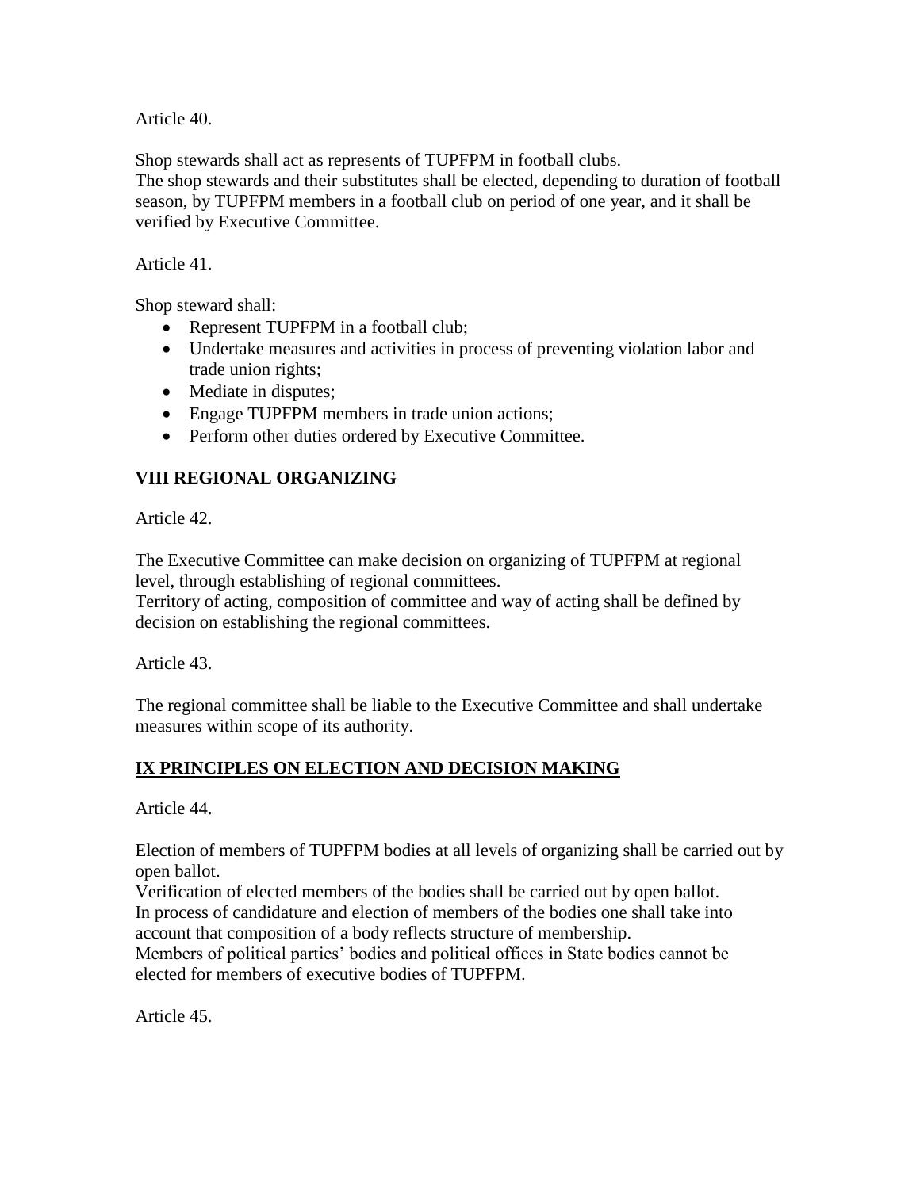Article 40.

Shop stewards shall act as represents of TUPFPM in football clubs.
The shop stewards and their substitutes shall be elected, depending to duration of football season, by TUPFPM members in a football club on period of one year, and it shall be verified by Executive Committee.

Article 41.

Shop steward shall:

- Represent TUPFPM in a football club;
- Undertake measures and activities in process of preventing violation labor and trade union rights;
- Mediate in disputes;
- Engage TUPFPM members in trade union actions;
- Perform other duties ordered by Executive Committee.

## VIII REGIONAL ORGANIZING

Article 42.

The Executive Committee can make decision on organizing of TUPFPM at regional level, through establishing of regional committees.
Territory of acting, composition of committee and way of acting shall be defined by decision on establishing the regional committees.

Article 43.

The regional committee shall be liable to the Executive Committee and shall undertake measures within scope of its authority.

## IX PRINCIPLES ON ELECTION AND DECISION MAKING

Article 44.

Election of members of TUPFPM bodies at all levels of organizing shall be carried out by open ballot.
Verification of elected members of the bodies shall be carried out by open ballot.
In process of candidature and election of members of the bodies one shall take into account that composition of a body reflects structure of membership.
Members of political parties' bodies and political offices in State bodies cannot be elected for members of executive bodies of TUPFPM.

Article 45.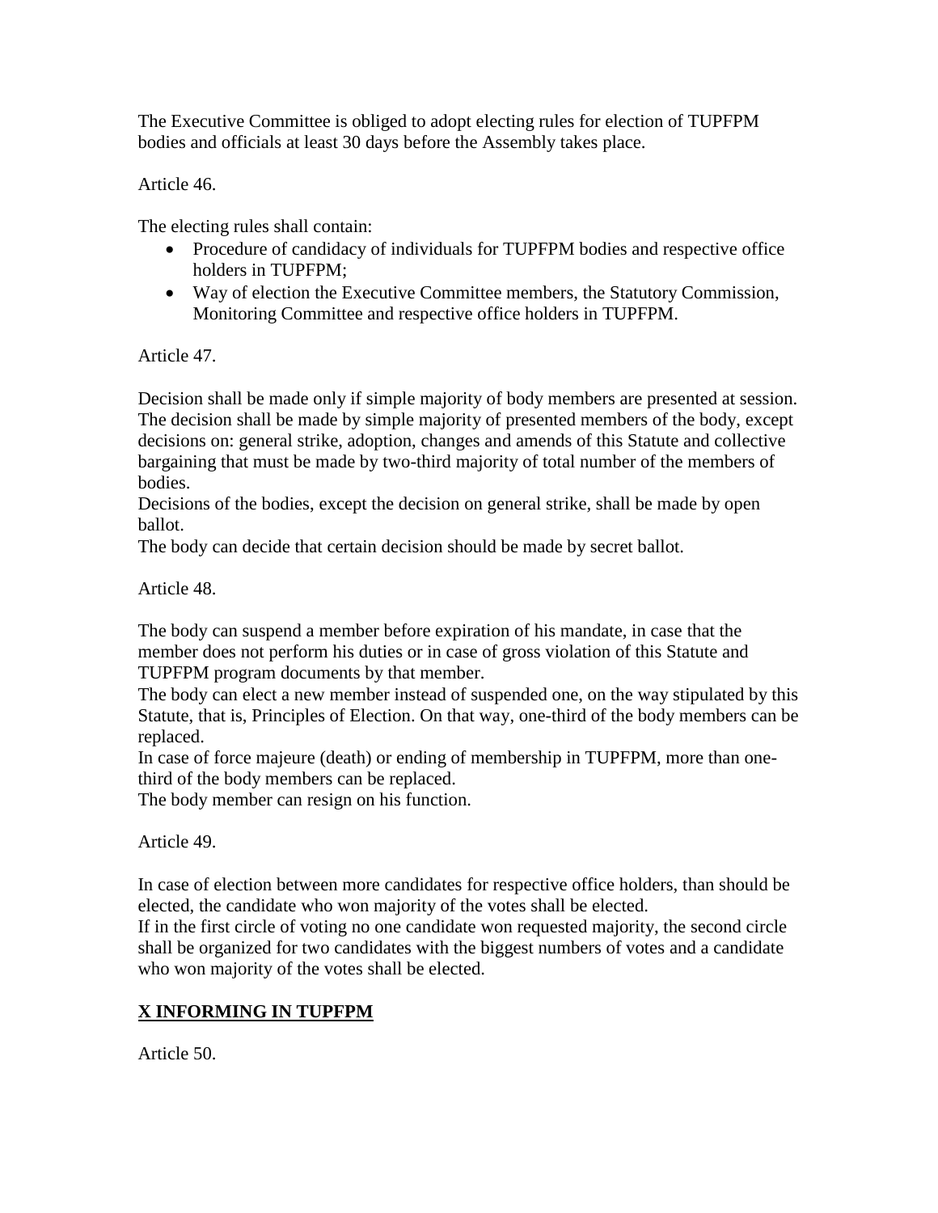The Executive Committee is obliged to adopt electing rules for election of TUPFPM bodies and officials at least 30 days before the Assembly takes place.

Article 46.

The electing rules shall contain:

- Procedure of candidacy of individuals for TUPFPM bodies and respective office holders in TUPFPM;
- Way of election the Executive Committee members, the Statutory Commission, Monitoring Committee and respective office holders in TUPFPM.

Article 47.

Decision shall be made only if simple majority of body members are presented at session. The decision shall be made by simple majority of presented members of the body, except decisions on: general strike, adoption, changes and amends of this Statute and collective bargaining that must be made by two-third majority of total number of the members of bodies.
Decisions of the bodies, except the decision on general strike, shall be made by open ballot.
The body can decide that certain decision should be made by secret ballot.

Article 48.

The body can suspend a member before expiration of his mandate, in case that the member does not perform his duties or in case of gross violation of this Statute and TUPFPM program documents by that member.
The body can elect a new member instead of suspended one, on the way stipulated by this Statute, that is, Principles of Election. On that way, one-third of the body members can be replaced.
In case of force majeure (death) or ending of membership in TUPFPM, more than one-third of the body members can be replaced.
The body member can resign on his function.

Article 49.

In case of election between more candidates for respective office holders, than should be elected, the candidate who won majority of the votes shall be elected.
If in the first circle of voting no one candidate won requested majority, the second circle shall be organized for two candidates with the biggest numbers of votes and a candidate who won majority of the votes shall be elected.

## X INFORMING IN TUPFPM

Article 50.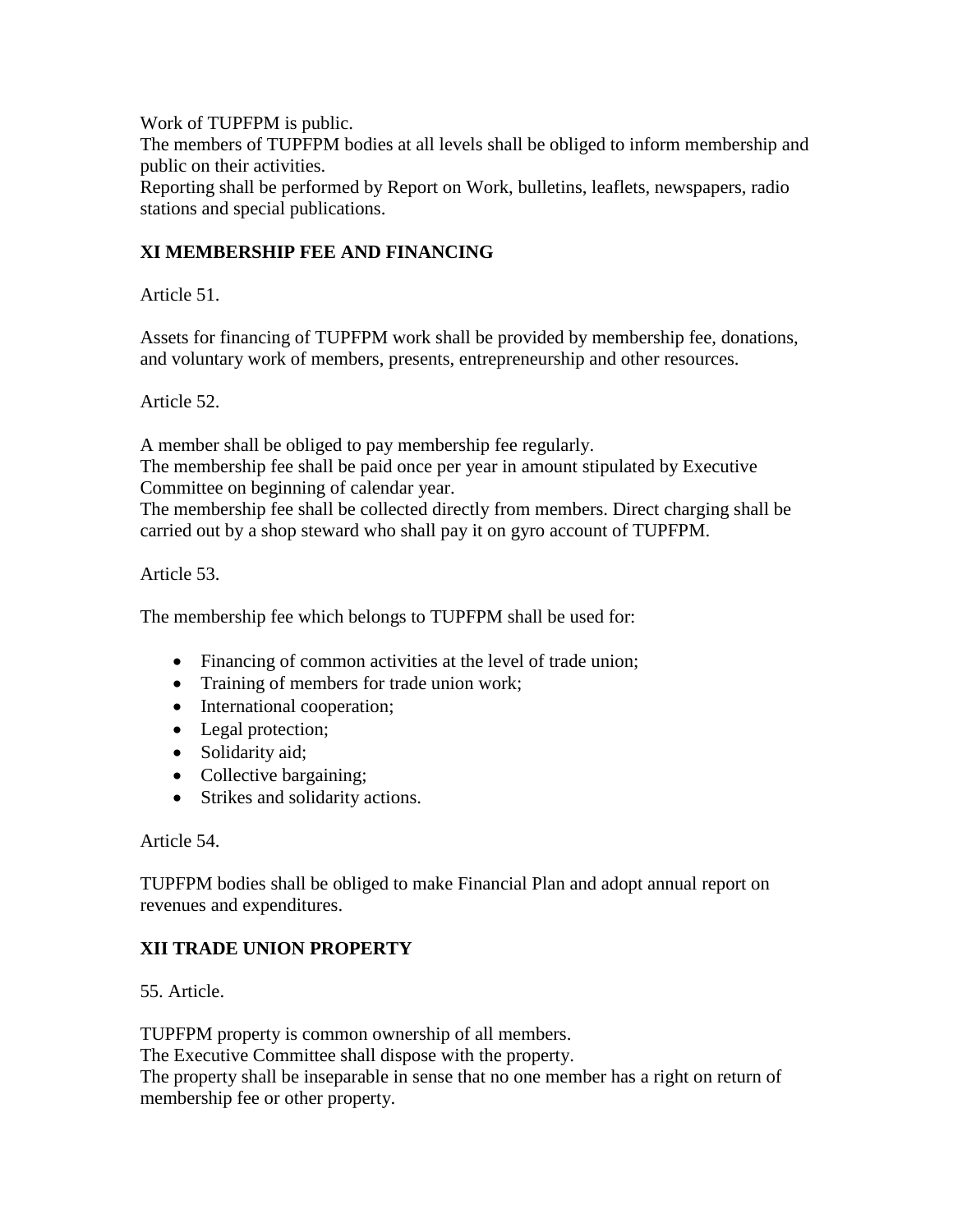Work of TUPFPM is public.
The members of TUPFPM bodies at all levels shall be obliged to inform membership and public on their activities.
Reporting shall be performed by Report on Work, bulletins, leaflets, newspapers, radio stations and special publications.

## XI MEMBERSHIP FEE AND FINANCING

Article 51.

Assets for financing of TUPFPM work shall be provided by membership fee, donations, and voluntary work of members, presents, entrepreneurship and other resources.

Article 52.

A member shall be obliged to pay membership fee regularly.
The membership fee shall be paid once per year in amount stipulated by Executive Committee on beginning of calendar year.
The membership fee shall be collected directly from members. Direct charging shall be carried out by a shop steward who shall pay it on gyro account of TUPFPM.

Article 53.

The membership fee which belongs to TUPFPM shall be used for:

- Financing of common activities at the level of trade union;
- Training of members for trade union work;
- International cooperation;
- Legal protection;
- Solidarity aid;
- Collective bargaining;
- Strikes and solidarity actions.

Article 54.

TUPFPM bodies shall be obliged to make Financial Plan and adopt annual report on revenues and expenditures.

## XII TRADE UNION PROPERTY

55. Article.

TUPFPM property is common ownership of all members.
The Executive Committee shall dispose with the property.
The property shall be inseparable in sense that no one member has a right on return of membership fee or other property.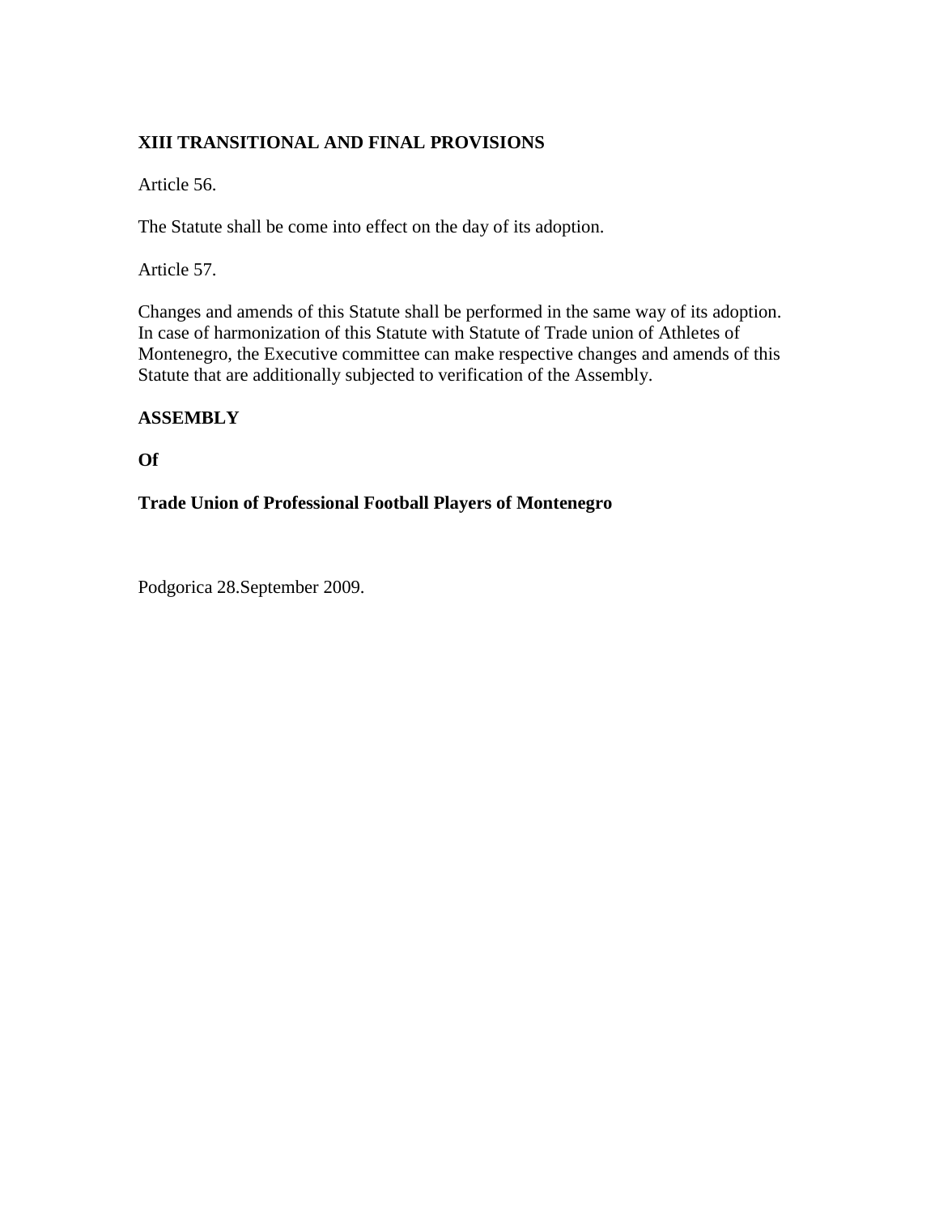## XIII TRANSITIONAL AND FINAL PROVISIONS

Article 56.

The Statute shall be come into effect on the day of its adoption.

Article 57.

Changes and amends of this Statute shall be performed in the same way of its adoption. In case of harmonization of this Statute with Statute of Trade union of Athletes of Montenegro, the Executive committee can make respective changes and amends of this Statute that are additionally subjected to verification of the Assembly.

**ASSEMBLY**

**Of**

**Trade Union of Professional Football Players of Montenegro**

Podgorica 28.September 2009.